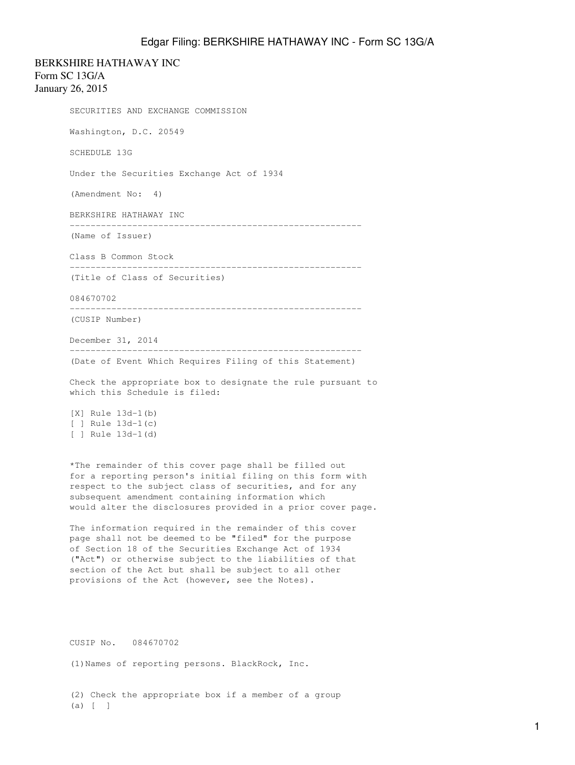BERKSHIRE HATHAWAY INC
Form SC 13G/A
January 26, 2015

SECURITIES AND EXCHANGE COMMISSION

Washington, D.C. 20549

SCHEDULE 13G

Under the Securities Exchange Act of 1934

(Amendment No: 4)

BERKSHIRE HATHAWAY INC

---

(Name of Issuer)

Class B Common Stock

---

(Title of Class of Securities)

084670702

---

(CUSIP Number)

December 31, 2014

---

(Date of Event Which Requires Filing of this Statement)

Check the appropriate box to designate the rule pursuant to which this Schedule is filed:

[X] Rule 13d-1(b)
[ ] Rule 13d-1(c)
[ ] Rule 13d-1(d)

*The remainder of this cover page shall be filled out for a reporting person's initial filing on this form with respect to the subject class of securities, and for any subsequent amendment containing information which would alter the disclosures provided in a prior cover page.

The information required in the remainder of this cover page shall not be deemed to be "filed" for the purpose of Section 18 of the Securities Exchange Act of 1934 ("Act") or otherwise subject to the liabilities of that section of the Act but shall be subject to all other provisions of the Act (however, see the Notes).

CUSIP No. 084670702

(1)Names of reporting persons. BlackRock, Inc.

(2) Check the appropriate box if a member of a group
(a) [ ]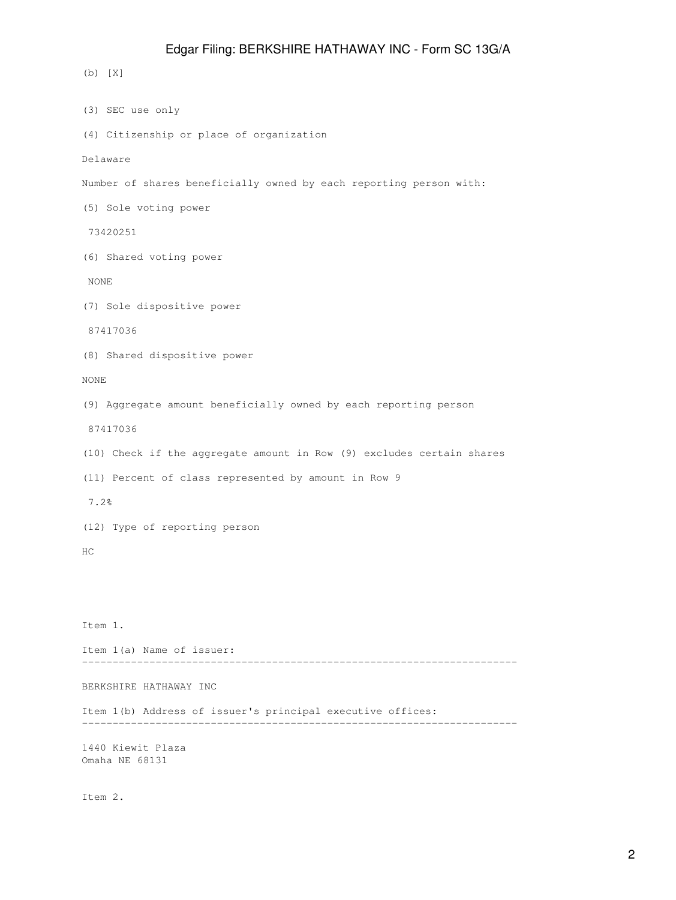(b) [X]

(3) SEC use only

(4) Citizenship or place of organization

Delaware

Number of shares beneficially owned by each reporting person with:

(5) Sole voting power

73420251

(6) Shared voting power

NONE

(7) Sole dispositive power

87417036

(8) Shared dispositive power

NONE

(9) Aggregate amount beneficially owned by each reporting person

87417036

(10) Check if the aggregate amount in Row (9) excludes certain shares

(11) Percent of class represented by amount in Row 9

7.2%

(12) Type of reporting person

HC

Item 1.

Item 1(a) Name of issuer:

---

BERKSHIRE HATHAWAY INC

Item 1(b) Address of issuer's principal executive offices:

---

1440 Kiewit Plaza
Omaha NE 68131

Item 2.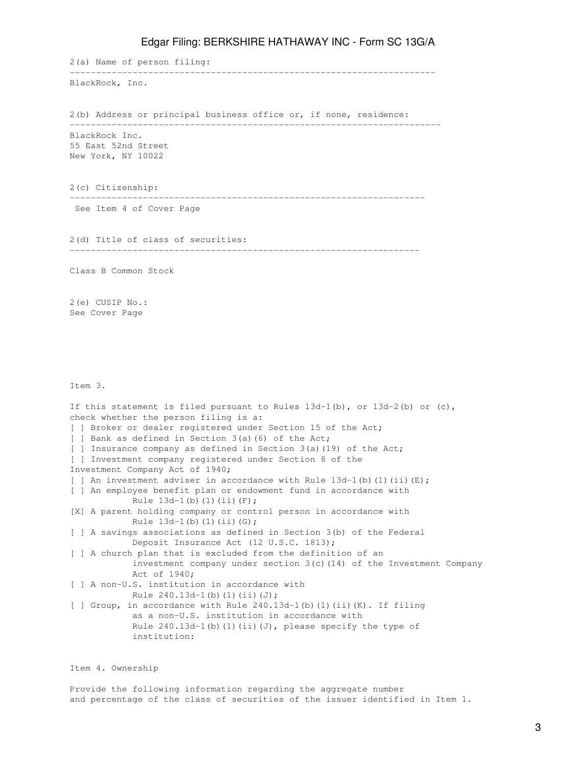2(a) Name of person filing:

BlackRock, Inc.

2(b) Address or principal business office or, if none, residence:

BlackRock Inc.
55 East 52nd Street
New York, NY 10022

2(c) Citizenship:

See Item 4 of Cover Page

2(d) Title of class of securities:

Class B Common Stock

2(e) CUSIP No.:
See Cover Page

Item 3.

If this statement is filed pursuant to Rules 13d-1(b), or 13d-2(b) or (c), check whether the person filing is a:

[ ] Broker or dealer registered under Section 15 of the Act;
[ ] Bank as defined in Section 3(a)(6) of the Act;
[ ] Insurance company as defined in Section 3(a)(19) of the Act;
[ ] Investment company registered under Section 8 of the Investment Company Act of 1940;
[ ] An investment adviser in accordance with Rule 13d-1(b)(1)(ii)(E);
[ ] An employee benefit plan or endowment fund in accordance with Rule 13d-1(b)(1)(ii)(F);
[X] A parent holding company or control person in accordance with Rule 13d-1(b)(1)(ii)(G);
[ ] A savings associations as defined in Section 3(b) of the Federal Deposit Insurance Act (12 U.S.C. 1813);
[ ] A church plan that is excluded from the definition of an investment company under section 3(c)(14) of the Investment Company Act of 1940;
[ ] A non-U.S. institution in accordance with Rule 240.13d-1(b)(1)(ii)(J);
[ ] Group, in accordance with Rule 240.13d-1(b)(1)(ii)(K). If filing as a non-U.S. institution in accordance with Rule 240.13d-1(b)(1)(ii)(J), please specify the type of institution:

Item 4. Ownership

Provide the following information regarding the aggregate number and percentage of the class of securities of the issuer identified in Item 1.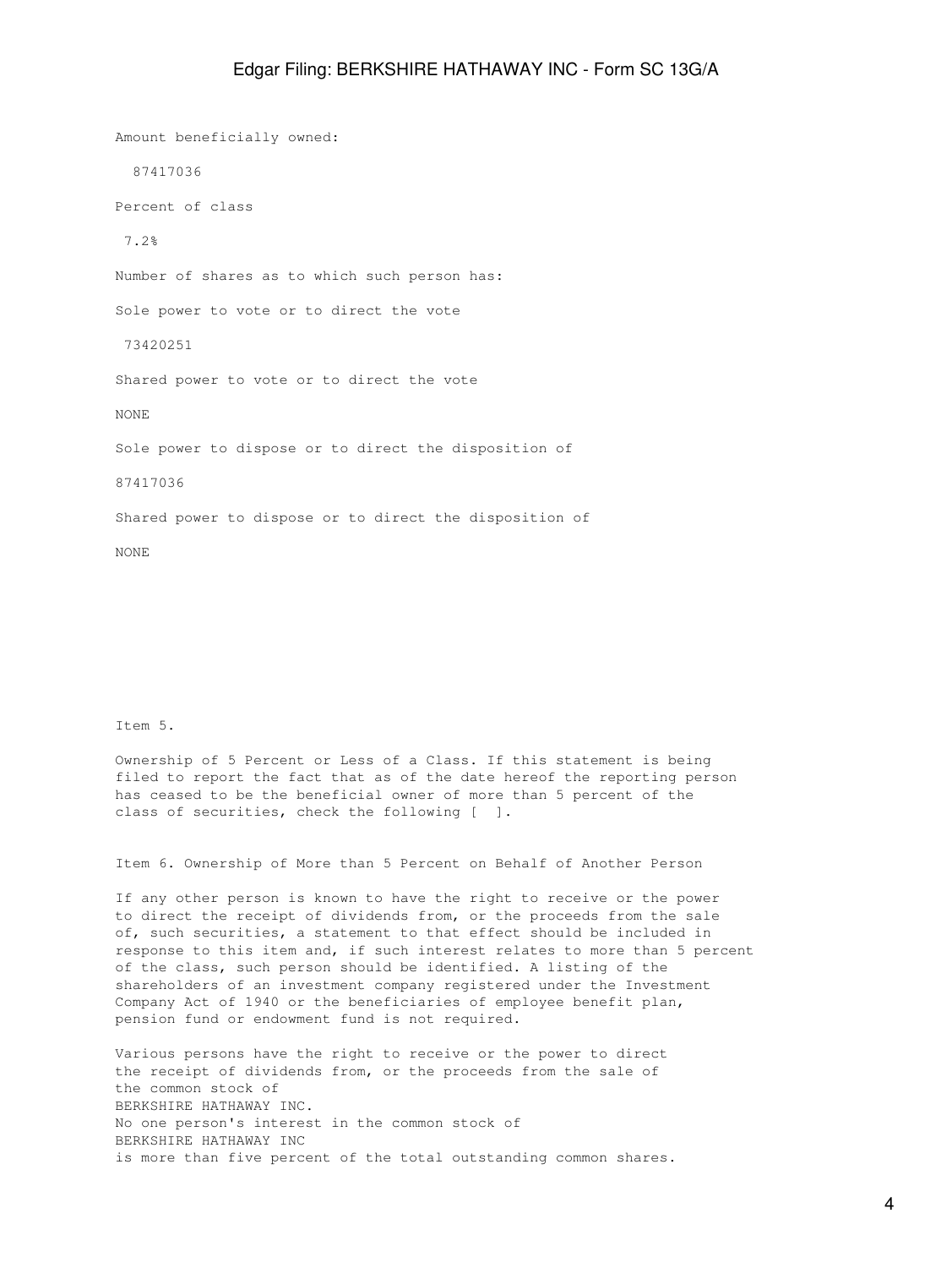Amount beneficially owned:

87417036

Percent of class

7.2%

Number of shares as to which such person has:

Sole power to vote or to direct the vote

73420251

Shared power to vote or to direct the vote

NONE

Sole power to dispose or to direct the disposition of

87417036

Shared power to dispose or to direct the disposition of

NONE

Item 5.

Ownership of 5 Percent or Less of a Class. If this statement is being filed to report the fact that as of the date hereof the reporting person has ceased to be the beneficial owner of more than 5 percent of the class of securities, check the following [ ].

Item 6. Ownership of More than 5 Percent on Behalf of Another Person

If any other person is known to have the right to receive or the power to direct the receipt of dividends from, or the proceeds from the sale of, such securities, a statement to that effect should be included in response to this item and, if such interest relates to more than 5 percent of the class, such person should be identified. A listing of the shareholders of an investment company registered under the Investment Company Act of 1940 or the beneficiaries of employee benefit plan, pension fund or endowment fund is not required.

Various persons have the right to receive or the power to direct the receipt of dividends from, or the proceeds from the sale of the common stock of
BERKSHIRE HATHAWAY INC.
No one person's interest in the common stock of
BERKSHIRE HATHAWAY INC
is more than five percent of the total outstanding common shares.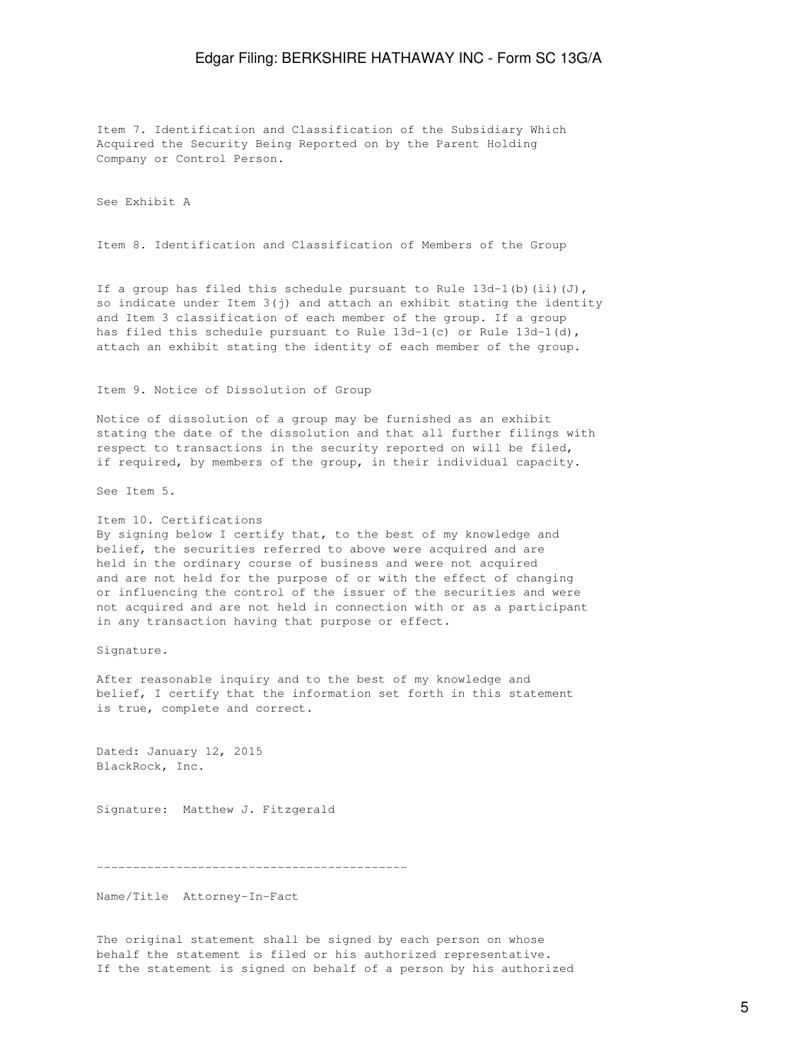Item 7. Identification and Classification of the Subsidiary Which Acquired the Security Being Reported on by the Parent Holding Company or Control Person.

See Exhibit A

Item 8. Identification and Classification of Members of the Group

If a group has filed this schedule pursuant to Rule 13d-1(b)(ii)(J), so indicate under Item 3(j) and attach an exhibit stating the identity and Item 3 classification of each member of the group. If a group has filed this schedule pursuant to Rule 13d-1(c) or Rule 13d-1(d), attach an exhibit stating the identity of each member of the group.

Item 9. Notice of Dissolution of Group

Notice of dissolution of a group may be furnished as an exhibit stating the date of the dissolution and that all further filings with respect to transactions in the security reported on will be filed, if required, by members of the group, in their individual capacity.

See Item 5.

Item 10. Certifications
By signing below I certify that, to the best of my knowledge and belief, the securities referred to above were acquired and are held in the ordinary course of business and were not acquired and are not held for the purpose of or with the effect of changing or influencing the control of the issuer of the securities and were not acquired and are not held in connection with or as a participant in any transaction having that purpose or effect.

Signature.

After reasonable inquiry and to the best of my knowledge and belief, I certify that the information set forth in this statement is true, complete and correct.

Dated: January 12, 2015
BlackRock, Inc.

Signature: Matthew J. Fitzgerald

-------------------------------------------

Name/Title Attorney-In-Fact

The original statement shall be signed by each person on whose behalf the statement is filed or his authorized representative. If the statement is signed on behalf of a person by his authorized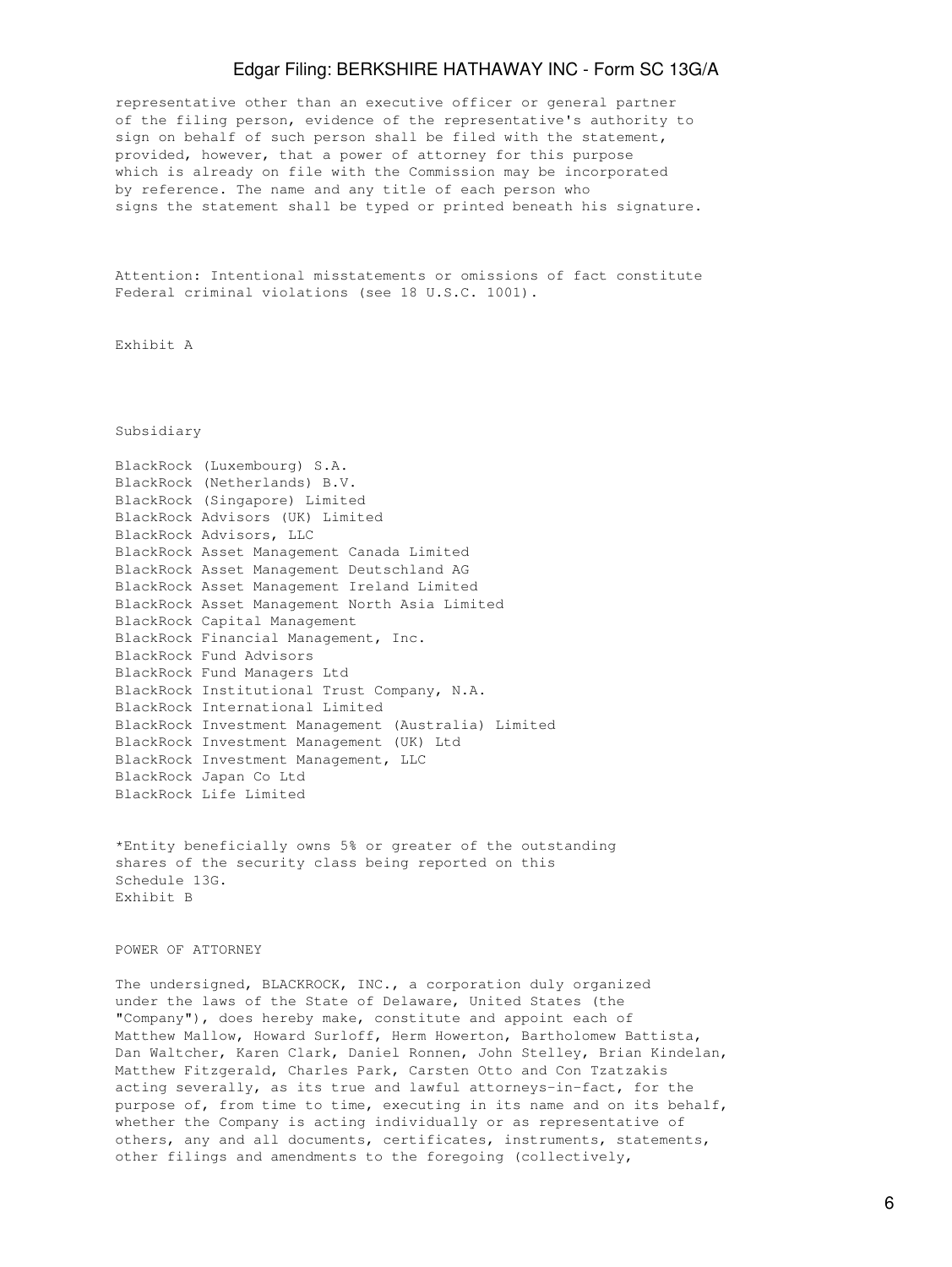representative other than an executive officer or general partner of the filing person, evidence of the representative's authority to sign on behalf of such person shall be filed with the statement, provided, however, that a power of attorney for this purpose which is already on file with the Commission may be incorporated by reference. The name and any title of each person who signs the statement shall be typed or printed beneath his signature.

Attention: Intentional misstatements or omissions of fact constitute Federal criminal violations (see 18 U.S.C. 1001).

Exhibit A

Subsidiary

BlackRock (Luxembourg) S.A.
BlackRock (Netherlands) B.V.
BlackRock (Singapore) Limited
BlackRock Advisors (UK) Limited
BlackRock Advisors, LLC
BlackRock Asset Management Canada Limited
BlackRock Asset Management Deutschland AG
BlackRock Asset Management Ireland Limited
BlackRock Asset Management North Asia Limited
BlackRock Capital Management
BlackRock Financial Management, Inc.
BlackRock Fund Advisors
BlackRock Fund Managers Ltd
BlackRock Institutional Trust Company, N.A.
BlackRock International Limited
BlackRock Investment Management (Australia) Limited
BlackRock Investment Management (UK) Ltd
BlackRock Investment Management, LLC
BlackRock Japan Co Ltd
BlackRock Life Limited

*Entity beneficially owns 5% or greater of the outstanding shares of the security class being reported on this Schedule 13G.

Exhibit B

POWER OF ATTORNEY

The undersigned, BLACKROCK, INC., a corporation duly organized under the laws of the State of Delaware, United States (the "Company"), does hereby make, constitute and appoint each of Matthew Mallow, Howard Surloff, Herm Howerton, Bartholomew Battista, Dan Waltcher, Karen Clark, Daniel Ronnen, John Stelley, Brian Kindelan, Matthew Fitzgerald, Charles Park, Carsten Otto and Con Tzatzakis acting severally, as its true and lawful attorneys-in-fact, for the purpose of, from time to time, executing in its name and on its behalf, whether the Company is acting individually or as representative of others, any and all documents, certificates, instruments, statements, other filings and amendments to the foregoing (collectively,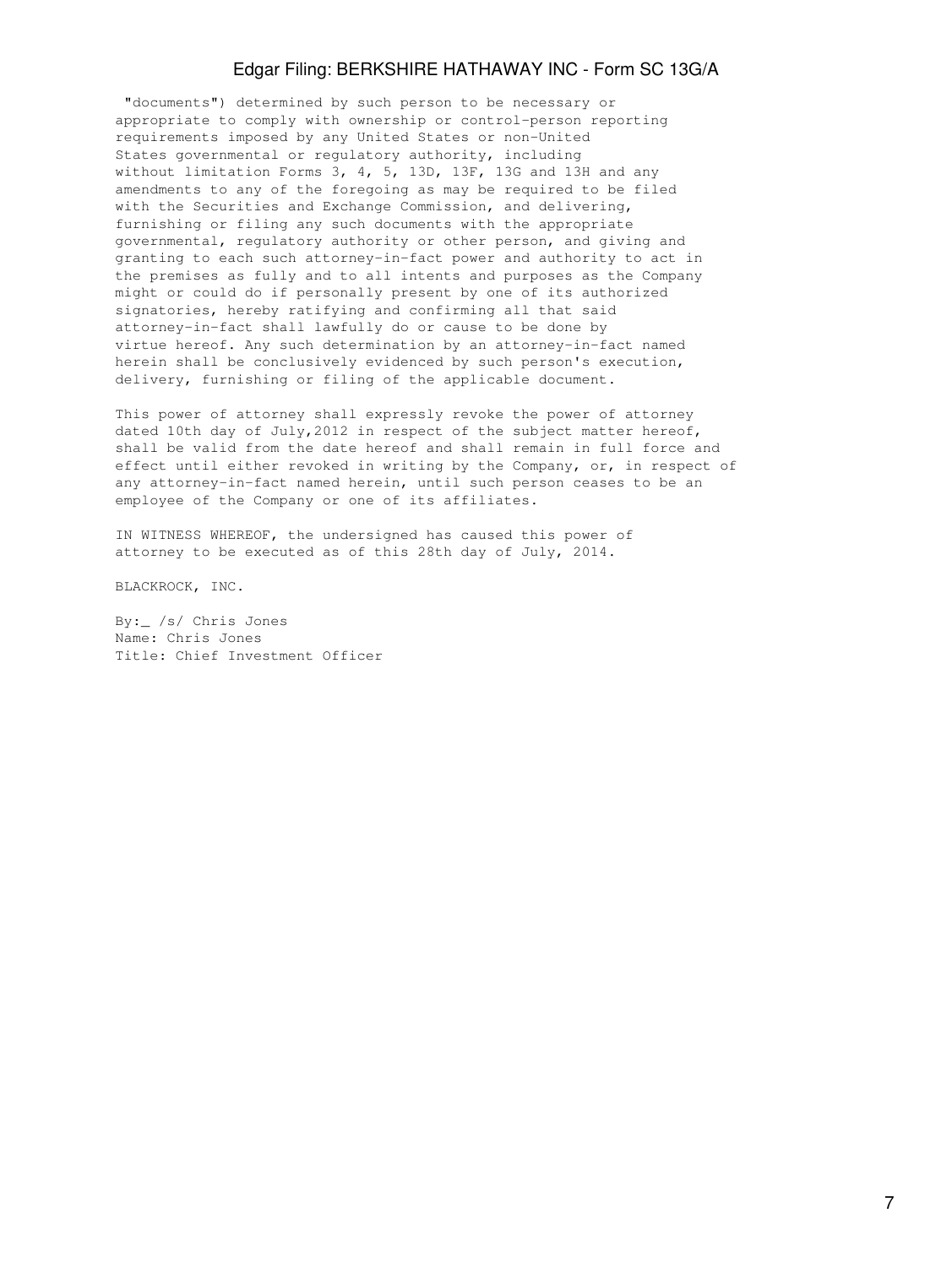"documents") determined by such person to be necessary or appropriate to comply with ownership or control-person reporting requirements imposed by any United States or non-United States governmental or regulatory authority, including without limitation Forms 3, 4, 5, 13D, 13F, 13G and 13H and any amendments to any of the foregoing as may be required to be filed with the Securities and Exchange Commission, and delivering, furnishing or filing any such documents with the appropriate governmental, regulatory authority or other person, and giving and granting to each such attorney-in-fact power and authority to act in the premises as fully and to all intents and purposes as the Company might or could do if personally present by one of its authorized signatories, hereby ratifying and confirming all that said attorney-in-fact shall lawfully do or cause to be done by virtue hereof. Any such determination by an attorney-in-fact named herein shall be conclusively evidenced by such person's execution, delivery, furnishing or filing of the applicable document.

This power of attorney shall expressly revoke the power of attorney dated 10th day of July,2012 in respect of the subject matter hereof, shall be valid from the date hereof and shall remain in full force and effect until either revoked in writing by the Company, or, in respect of any attorney-in-fact named herein, until such person ceases to be an employee of the Company or one of its affiliates.

IN WITNESS WHEREOF, the undersigned has caused this power of attorney to be executed as of this 28th day of July, 2014.

BLACKROCK, INC.

By:_ /s/ Chris Jones
Name: Chris Jones
Title: Chief Investment Officer